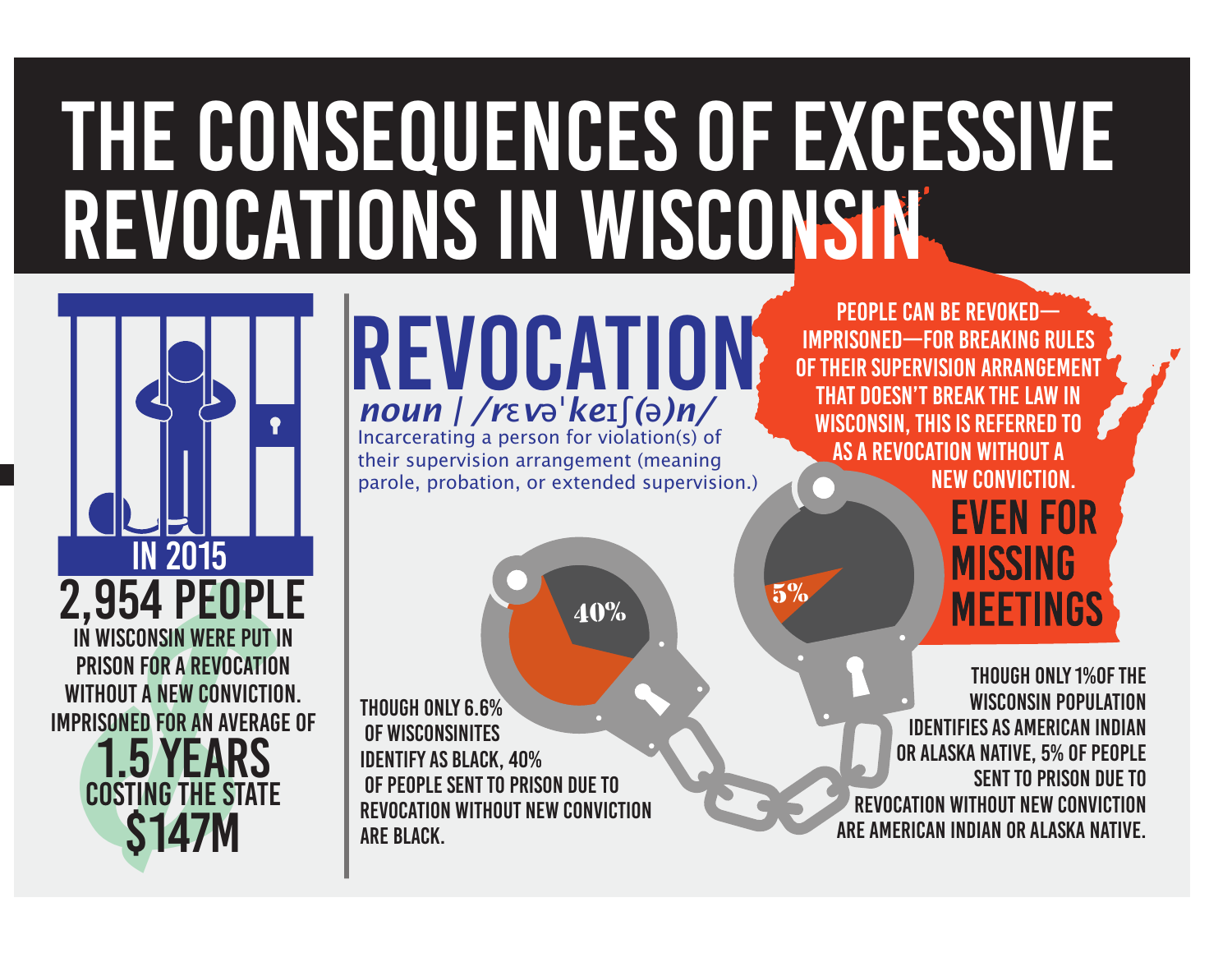# THE CONSEQUENCES OF EXCESSIVE REVOCATIONS IN WISCONSIN

## IN 2015

**2,954 PEOPLE**

IN WISCONSIN WERE PUT IN PRISON FOR A REVOCATION WITHOUT A NEW CONVICTION. IMPRISONED FOR AN AVERAGE OF

**1.5 YEARS**

COSTING THE STATE

**$147M**

## REVOCATION

***noun | /rɛvəˈkeɪʃ(ə)n/***

Incarcerating a person for violation(s) of their supervision arrangement (meaning parole, probation, or extended supervision.)

PEOPLE CAN BE REVOKED—IMPRISONED—FOR BREAKING RULES OF THEIR SUPERVISION ARRANGEMENT THAT DOESN'T BREAK THE LAW IN WISCONSIN, THIS IS REFERRED TO AS A REVOCATION WITHOUT A NEW CONVICTION.

**EVEN FOR MISSING MEETINGS**

40%

THOUGH ONLY 6.6% OF WISCONSINITES IDENTIFY AS BLACK, 40% OF PEOPLE SENT TO PRISON DUE TO REVOCATION WITHOUT NEW CONVICTION ARE BLACK.

5%

THOUGH ONLY 1%OF THE WISCONSIN POPULATION IDENTIFIES AS AMERICAN INDIAN OR ALASKA NATIVE, 5% OF PEOPLE SENT TO PRISON DUE TO REVOCATION WITHOUT NEW CONVICTION ARE AMERICAN INDIAN OR ALASKA NATIVE.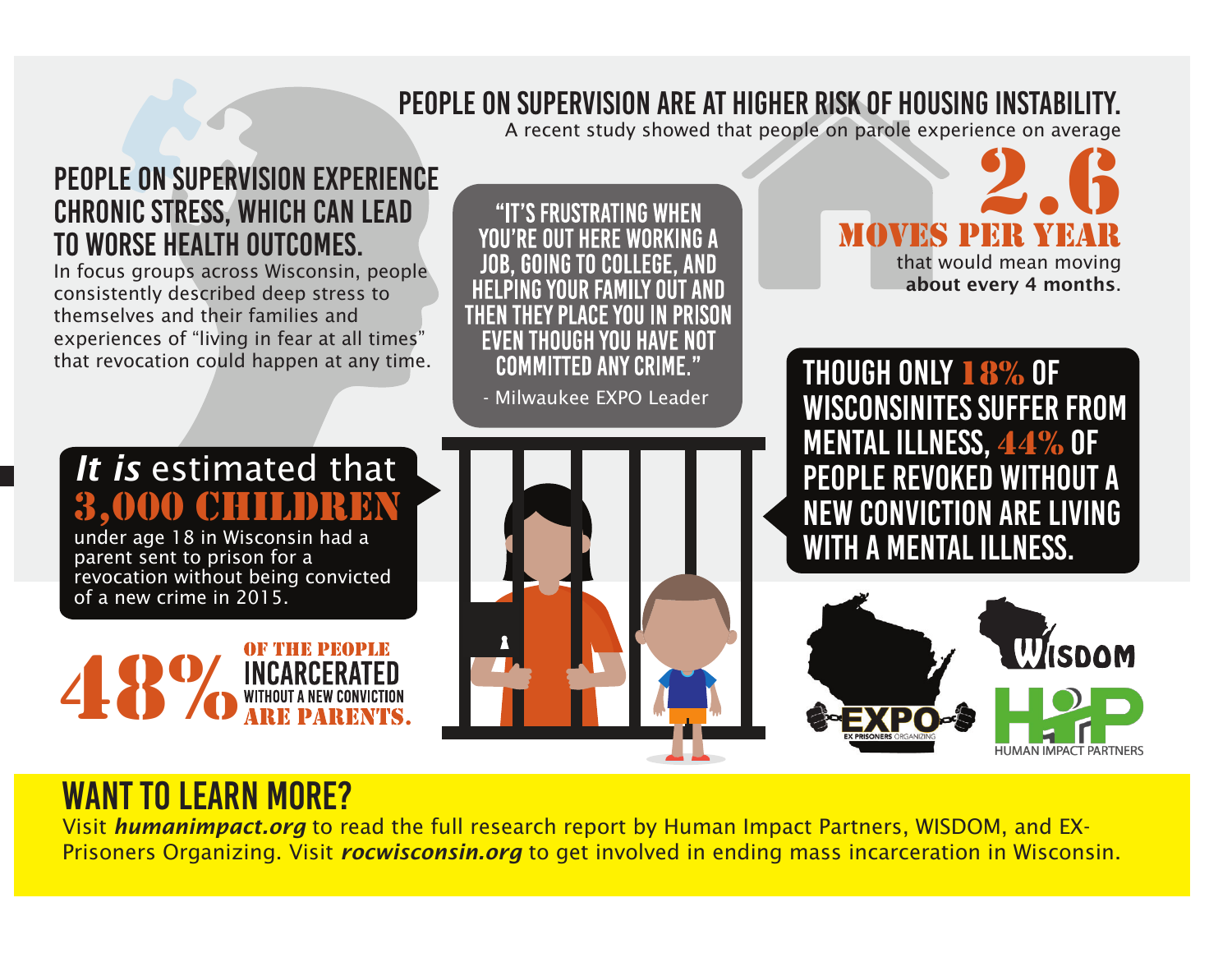## PEOPLE ON SUPERVISION EXPERIENCE CHRONIC STRESS, WHICH CAN LEAD TO WORSE HEALTH OUTCOMES.

In focus groups across Wisconsin, people consistently described deep stress to themselves and their families and experiences of "living in fear at all times" that revocation could happen at any time.

## PEOPLE ON SUPERVISION ARE AT HIGHER RISK OF HOUSING INSTABILITY.

A recent study showed that people on parole experience on average

**2.6 MOVES PER YEAR**

that would mean moving **about every 4 months**.

**"IT'S FRUSTRATING WHEN YOU'RE OUT HERE WORKING A JOB, GOING TO COLLEGE, AND HELPING YOUR FAMILY OUT AND THEN THEY PLACE YOU IN PRISON EVEN THOUGH YOU HAVE NOT COMMITTED ANY CRIME."**

- Milwaukee EXPO Leader

*It is* estimated that **3,000 CHILDREN** under age 18 in Wisconsin had a parent sent to prison for a revocation without being convicted of a new crime in 2015.

**THOUGH ONLY 18% OF WISCONSINITES SUFFER FROM MENTAL ILLNESS, 44% OF PEOPLE REVOKED WITHOUT A NEW CONVICTION ARE LIVING WITH A MENTAL ILLNESS.**

**48% OF THE PEOPLE INCARCERATED WITHOUT A NEW CONVICTION ARE PARENTS.**

WISDOM

EXPO EX PRISONERS ORGANIZING

HUMAN IMPACT PARTNERS

## WANT TO LEARN MORE?

Visit ***humanimpact.org*** to read the full research report by Human Impact Partners, WISDOM, and EX-Prisoners Organizing. Visit ***rocwisconsin.org*** to get involved in ending mass incarceration in Wisconsin.